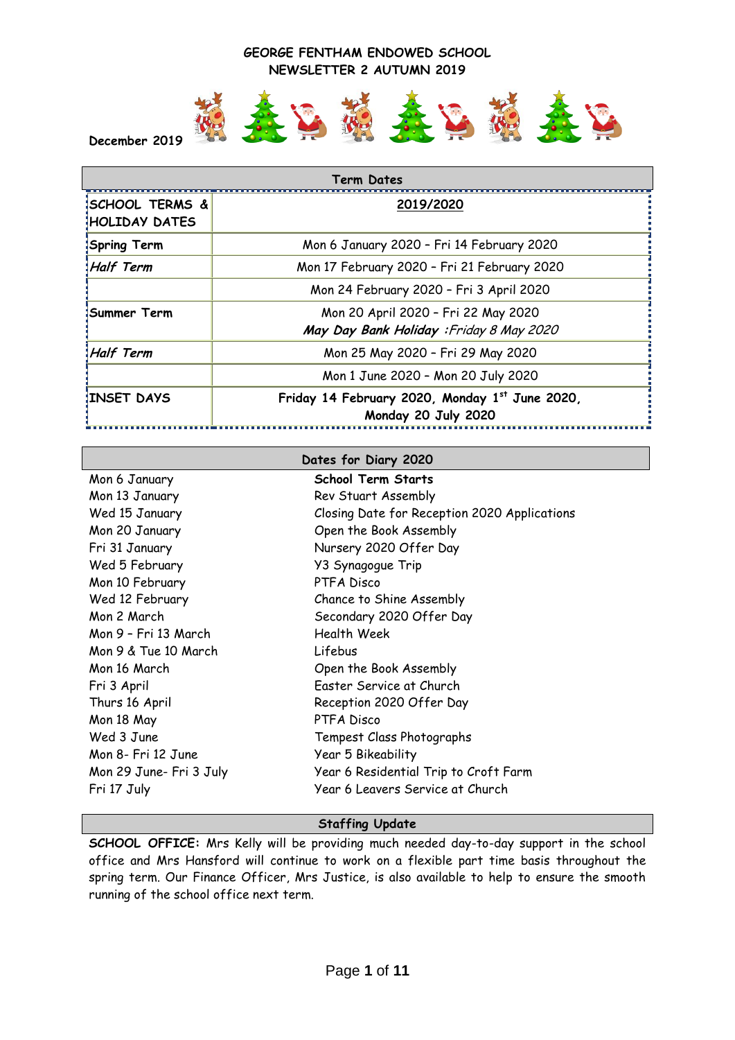# GEORGE FENTHAM ENDOWED SCHOOL
## NEWSLETTER 2 AUTUMN 2019

**December 2019**

| Term Dates | |
|---|---|
| **SCHOOL TERMS & HOLIDAY DATES** | **2019/2020** |
| **Spring Term** | Mon 6 January 2020 – Fri 14 February 2020 |
| ***Half Term*** | Mon 17 February 2020 – Fri 21 February 2020 |
| | Mon 24 February 2020 – Fri 3 April 2020 |
| **Summer Term** | Mon 20 April 2020 – Fri 22 May 2020<br>***May Day Bank Holiday*** *:Friday 8 May 2020* |
| ***Half Term*** | Mon 25 May 2020 – Fri 29 May 2020 |
| | Mon 1 June 2020 – Mon 20 July 2020 |
| **INSET DAYS** | **Friday 14 February 2020, Monday 1st June 2020, Monday 20 July 2020** |

| Dates for Diary 2020 | |
|---|---|
| Mon 6 January | **School Term Starts** |
| Mon 13 January | Rev Stuart Assembly |
| Wed 15 January | Closing Date for Reception 2020 Applications |
| Mon 20 January | Open the Book Assembly |
| Fri 31 January | Nursery 2020 Offer Day |
| Wed 5 February | Y3 Synagogue Trip |
| Mon 10 February | PTFA Disco |
| Wed 12 February | Chance to Shine Assembly |
| Mon 2 March | Secondary 2020 Offer Day |
| Mon 9 – Fri 13 March | Health Week |
| Mon 9 & Tue 10 March | Lifebus |
| Mon 16 March | Open the Book Assembly |
| Fri 3 April | Easter Service at Church |
| Thurs 16 April | Reception 2020 Offer Day |
| Mon 18 May | PTFA Disco |
| Wed 3 June | Tempest Class Photographs |
| Mon 8- Fri 12 June | Year 5 Bikeability |
| Mon 29 June- Fri 3 July | Year 6 Residential Trip to Croft Farm |
| Fri 17 July | Year 6 Leavers Service at Church |

## Staffing Update

**SCHOOL OFFICE:** Mrs Kelly will be providing much needed day-to-day support in the school office and Mrs Hansford will continue to work on a flexible part time basis throughout the spring term. Our Finance Officer, Mrs Justice, is also available to help to ensure the smooth running of the school office next term.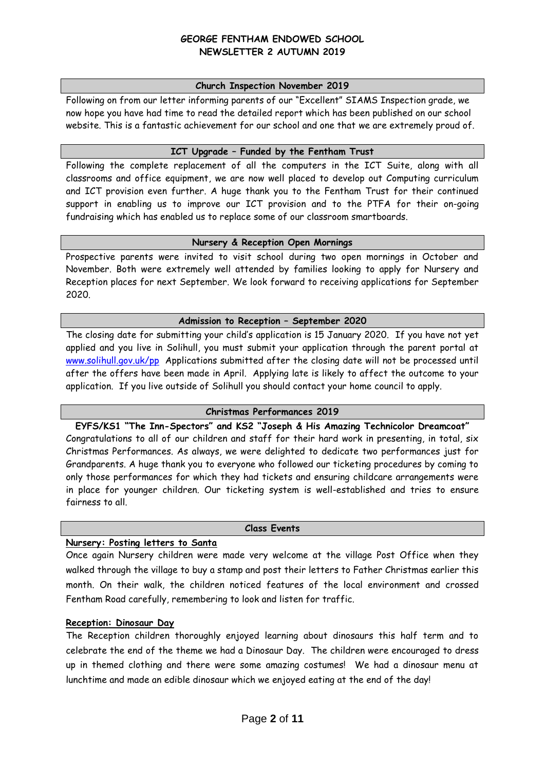# GEORGE FENTHAM ENDOWED SCHOOL
## NEWSLETTER 2 AUTUMN 2019

### Church Inspection November 2019

Following on from our letter informing parents of our "Excellent" SIAMS Inspection grade, we now hope you have had time to read the detailed report which has been published on our school website. This is a fantastic achievement for our school and one that we are extremely proud of.

### ICT Upgrade – Funded by the Fentham Trust

Following the complete replacement of all the computers in the ICT Suite, along with all classrooms and office equipment, we are now well placed to develop out Computing curriculum and ICT provision even further. A huge thank you to the Fentham Trust for their continued support in enabling us to improve our ICT provision and to the PTFA for their on-going fundraising which has enabled us to replace some of our classroom smartboards.

### Nursery & Reception Open Mornings

Prospective parents were invited to visit school during two open mornings in October and November. Both were extremely well attended by families looking to apply for Nursery and Reception places for next September. We look forward to receiving applications for September 2020.

### Admission to Reception – September 2020

The closing date for submitting your child's application is 15 January 2020. If you have not yet applied and you live in Solihull, you must submit your application through the parent portal at www.solihull.gov.uk/pp Applications submitted after the closing date will not be processed until after the offers have been made in April. Applying late is likely to affect the outcome to your application. If you live outside of Solihull you should contact your home council to apply.

### Christmas Performances 2019

**EYFS/KS1 "The Inn-Spectors" and KS2 "Joseph & His Amazing Technicolor Dreamcoat"**

Congratulations to all of our children and staff for their hard work in presenting, in total, six Christmas Performances. As always, we were delighted to dedicate two performances just for Grandparents. A huge thank you to everyone who followed our ticketing procedures by coming to only those performances for which they had tickets and ensuring childcare arrangements were in place for younger children. Our ticketing system is well-established and tries to ensure fairness to all.

### Class Events

**Nursery: Posting letters to Santa**

Once again Nursery children were made very welcome at the village Post Office when they walked through the village to buy a stamp and post their letters to Father Christmas earlier this month. On their walk, the children noticed features of the local environment and crossed Fentham Road carefully, remembering to look and listen for traffic.

**Reception: Dinosaur Day**

The Reception children thoroughly enjoyed learning about dinosaurs this half term and to celebrate the end of the theme we had a Dinosaur Day. The children were encouraged to dress up in themed clothing and there were some amazing costumes! We had a dinosaur menu at lunchtime and made an edible dinosaur which we enjoyed eating at the end of the day!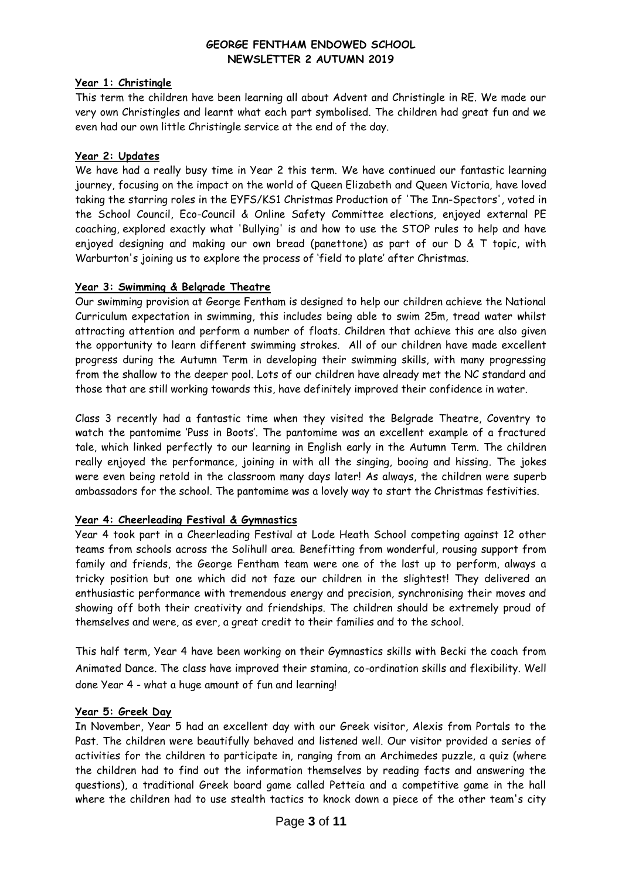**GEORGE FENTHAM ENDOWED SCHOOL**
**NEWSLETTER 2 AUTUMN 2019**

**Year 1: Christingle**

This term the children have been learning all about Advent and Christingle in RE. We made our very own Christingles and learnt what each part symbolised. The children had great fun and we even had our own little Christingle service at the end of the day.

**Year 2: Updates**

We have had a really busy time in Year 2 this term. We have continued our fantastic learning journey, focusing on the impact on the world of Queen Elizabeth and Queen Victoria, have loved taking the starring roles in the EYFS/KS1 Christmas Production of 'The Inn-Spectors', voted in the School Council, Eco-Council & Online Safety Committee elections, enjoyed external PE coaching, explored exactly what 'Bullying' is and how to use the STOP rules to help and have enjoyed designing and making our own bread (panettone) as part of our D & T topic, with Warburton's joining us to explore the process of 'field to plate' after Christmas.

**Year 3: Swimming & Belgrade Theatre**

Our swimming provision at George Fentham is designed to help our children achieve the National Curriculum expectation in swimming, this includes being able to swim 25m, tread water whilst attracting attention and perform a number of floats. Children that achieve this are also given the opportunity to learn different swimming strokes. All of our children have made excellent progress during the Autumn Term in developing their swimming skills, with many progressing from the shallow to the deeper pool. Lots of our children have already met the NC standard and those that are still working towards this, have definitely improved their confidence in water.

Class 3 recently had a fantastic time when they visited the Belgrade Theatre, Coventry to watch the pantomime 'Puss in Boots'. The pantomime was an excellent example of a fractured tale, which linked perfectly to our learning in English early in the Autumn Term. The children really enjoyed the performance, joining in with all the singing, booing and hissing. The jokes were even being retold in the classroom many days later! As always, the children were superb ambassadors for the school. The pantomime was a lovely way to start the Christmas festivities.

**Year 4: Cheerleading Festival & Gymnastics**

Year 4 took part in a Cheerleading Festival at Lode Heath School competing against 12 other teams from schools across the Solihull area. Benefitting from wonderful, rousing support from family and friends, the George Fentham team were one of the last up to perform, always a tricky position but one which did not faze our children in the slightest! They delivered an enthusiastic performance with tremendous energy and precision, synchronising their moves and showing off both their creativity and friendships. The children should be extremely proud of themselves and were, as ever, a great credit to their families and to the school.

This half term, Year 4 have been working on their Gymnastics skills with Becki the coach from Animated Dance. The class have improved their stamina, co-ordination skills and flexibility. Well done Year 4 - what a huge amount of fun and learning!

**Year 5: Greek Day**

In November, Year 5 had an excellent day with our Greek visitor, Alexis from Portals to the Past. The children were beautifully behaved and listened well. Our visitor provided a series of activities for the children to participate in, ranging from an Archimedes puzzle, a quiz (where the children had to find out the information themselves by reading facts and answering the questions), a traditional Greek board game called Petteia and a competitive game in the hall where the children had to use stealth tactics to knock down a piece of the other team's city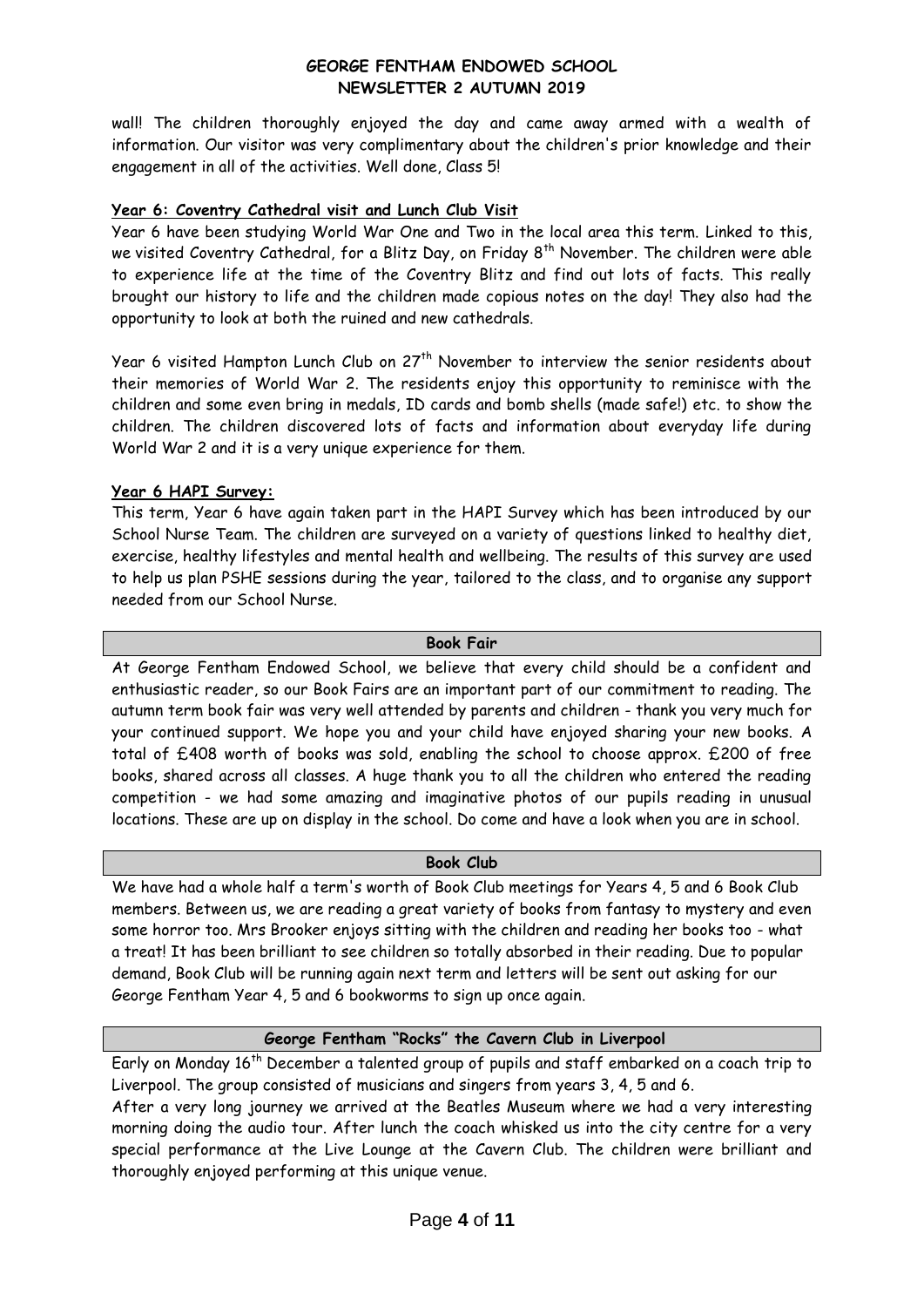wall! The children thoroughly enjoyed the day and came away armed with a wealth of information. Our visitor was very complimentary about the children's prior knowledge and their engagement in all of the activities. Well done, Class 5!

### Year 6: Coventry Cathedral visit and Lunch Club Visit

Year 6 have been studying World War One and Two in the local area this term. Linked to this, we visited Coventry Cathedral, for a Blitz Day, on Friday 8th November. The children were able to experience life at the time of the Coventry Blitz and find out lots of facts. This really brought our history to life and the children made copious notes on the day! They also had the opportunity to look at both the ruined and new cathedrals.

Year 6 visited Hampton Lunch Club on 27th November to interview the senior residents about their memories of World War 2. The residents enjoy this opportunity to reminisce with the children and some even bring in medals, ID cards and bomb shells (made safe!) etc. to show the children. The children discovered lots of facts and information about everyday life during World War 2 and it is a very unique experience for them.

### Year 6 HAPI Survey:

This term, Year 6 have again taken part in the HAPI Survey which has been introduced by our School Nurse Team. The children are surveyed on a variety of questions linked to healthy diet, exercise, healthy lifestyles and mental health and wellbeing. The results of this survey are used to help us plan PSHE sessions during the year, tailored to the class, and to organise any support needed from our School Nurse.

## Book Fair

At George Fentham Endowed School, we believe that every child should be a confident and enthusiastic reader, so our Book Fairs are an important part of our commitment to reading. The autumn term book fair was very well attended by parents and children - thank you very much for your continued support. We hope you and your child have enjoyed sharing your new books. A total of £408 worth of books was sold, enabling the school to choose approx. £200 of free books, shared across all classes. A huge thank you to all the children who entered the reading competition - we had some amazing and imaginative photos of our pupils reading in unusual locations. These are up on display in the school. Do come and have a look when you are in school.

## Book Club

We have had a whole half a term's worth of Book Club meetings for Years 4, 5 and 6 Book Club members. Between us, we are reading a great variety of books from fantasy to mystery and even some horror too. Mrs Brooker enjoys sitting with the children and reading her books too - what a treat! It has been brilliant to see children so totally absorbed in their reading. Due to popular demand, Book Club will be running again next term and letters will be sent out asking for our George Fentham Year 4, 5 and 6 bookworms to sign up once again.

## George Fentham "Rocks" the Cavern Club in Liverpool

Early on Monday 16th December a talented group of pupils and staff embarked on a coach trip to Liverpool. The group consisted of musicians and singers from years 3, 4, 5 and 6.

After a very long journey we arrived at the Beatles Museum where we had a very interesting morning doing the audio tour. After lunch the coach whisked us into the city centre for a very special performance at the Live Lounge at the Cavern Club. The children were brilliant and thoroughly enjoyed performing at this unique venue.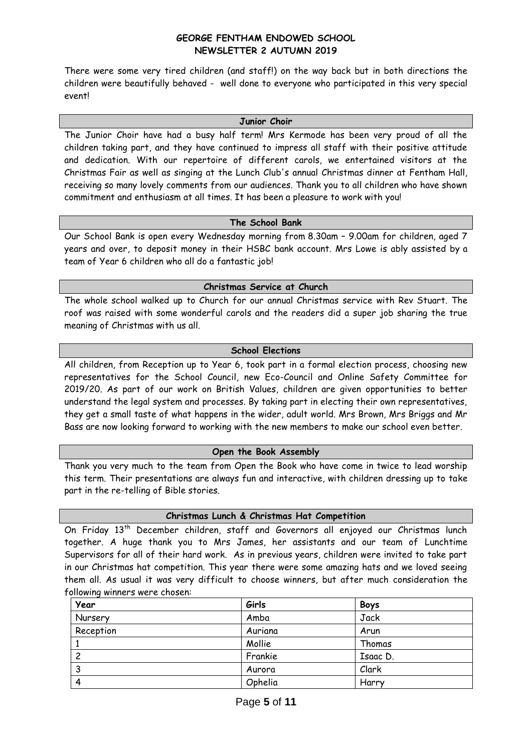There were some very tired children (and staff!) on the way back but in both directions the children were beautifully behaved - well done to everyone who participated in this very special event!

## Junior Choir

The Junior Choir have had a busy half term! Mrs Kermode has been very proud of all the children taking part, and they have continued to impress all staff with their positive attitude and dedication. With our repertoire of different carols, we entertained visitors at the Christmas Fair as well as singing at the Lunch Club's annual Christmas dinner at Fentham Hall, receiving so many lovely comments from our audiences. Thank you to all children who have shown commitment and enthusiasm at all times. It has been a pleasure to work with you!

## The School Bank

Our School Bank is open every Wednesday morning from 8.30am – 9.00am for children, aged 7 years and over, to deposit money in their HSBC bank account. Mrs Lowe is ably assisted by a team of Year 6 children who all do a fantastic job!

## Christmas Service at Church

The whole school walked up to Church for our annual Christmas service with Rev Stuart. The roof was raised with some wonderful carols and the readers did a super job sharing the true meaning of Christmas with us all.

## School Elections

All children, from Reception up to Year 6, took part in a formal election process, choosing new representatives for the School Council, new Eco-Council and Online Safety Committee for 2019/20. As part of our work on British Values, children are given opportunities to better understand the legal system and processes. By taking part in electing their own representatives, they get a small taste of what happens in the wider, adult world. Mrs Brown, Mrs Briggs and Mr Bass are now looking forward to working with the new members to make our school even better.

## Open the Book Assembly

Thank you very much to the team from Open the Book who have come in twice to lead worship this term. Their presentations are always fun and interactive, with children dressing up to take part in the re-telling of Bible stories.

## Christmas Lunch & Christmas Hat Competition

On Friday 13th December children, staff and Governors all enjoyed our Christmas lunch together. A huge thank you to Mrs James, her assistants and our team of Lunchtime Supervisors for all of their hard work. As in previous years, children were invited to take part in our Christmas hat competition. This year there were some amazing hats and we loved seeing them all. As usual it was very difficult to choose winners, but after much consideration the following winners were chosen:

| Year | Girls | Boys |
|---|---|---|
| Nursery | Amba | Jack |
| Reception | Auriana | Arun |
| 1 | Mollie | Thomas |
| 2 | Frankie | Isaac D. |
| 3 | Aurora | Clark |
| 4 | Ophelia | Harry |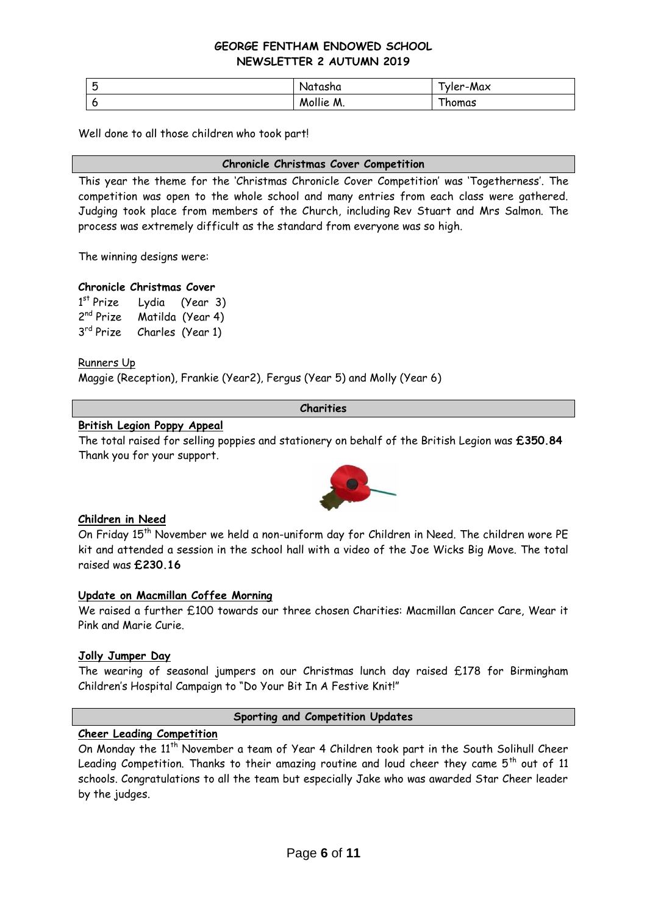| 5 | Natasha | Tyler-Max |
|---|---|---|
| 6 | Mollie M. | Thomas |

Well done to all those children who took part!

## Chronicle Christmas Cover Competition

This year the theme for the 'Christmas Chronicle Cover Competition' was 'Togetherness'. The competition was open to the whole school and many entries from each class were gathered. Judging took place from members of the Church, including Rev Stuart and Mrs Salmon. The process was extremely difficult as the standard from everyone was so high.

The winning designs were:

**Chronicle Christmas Cover**

1st Prize Lydia (Year 3)
2nd Prize Matilda (Year 4)
3rd Prize Charles (Year 1)

Runners Up

Maggie (Reception), Frankie (Year2), Fergus (Year 5) and Molly (Year 6)

## Charities

**British Legion Poppy Appeal**

The total raised for selling poppies and stationery on behalf of the British Legion was **£350.84** Thank you for your support.

**Children in Need**

On Friday 15th November we held a non-uniform day for Children in Need. The children wore PE kit and attended a session in the school hall with a video of the Joe Wicks Big Move. The total raised was **£230.16**

**Update on Macmillan Coffee Morning**

We raised a further £100 towards our three chosen Charities: Macmillan Cancer Care, Wear it Pink and Marie Curie.

**Jolly Jumper Day**

The wearing of seasonal jumpers on our Christmas lunch day raised £178 for Birmingham Children's Hospital Campaign to "Do Your Bit In A Festive Knit!"

## Sporting and Competition Updates

**Cheer Leading Competition**

On Monday the 11th November a team of Year 4 Children took part in the South Solihull Cheer Leading Competition. Thanks to their amazing routine and loud cheer they came 5th out of 11 schools. Congratulations to all the team but especially Jake who was awarded Star Cheer leader by the judges.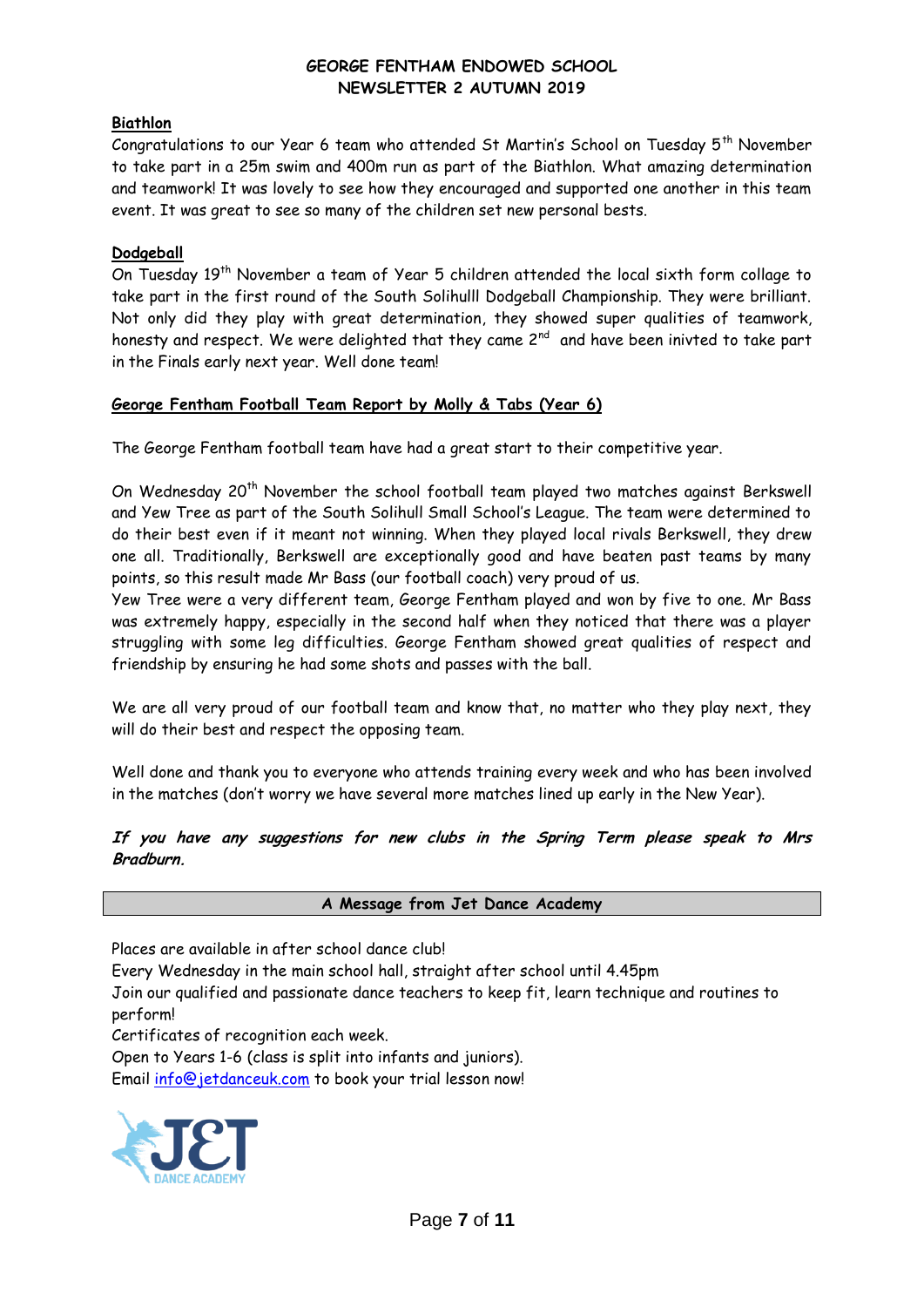**GEORGE FENTHAM ENDOWED SCHOOL**
**NEWSLETTER 2 AUTUMN 2019**

**Biathlon**

Congratulations to our Year 6 team who attended St Martin's School on Tuesday 5th November to take part in a 25m swim and 400m run as part of the Biathlon. What amazing determination and teamwork! It was lovely to see how they encouraged and supported one another in this team event. It was great to see so many of the children set new personal bests.

**Dodgeball**

On Tuesday 19th November a team of Year 5 children attended the local sixth form collage to take part in the first round of the South Solihulll Dodgeball Championship. They were brilliant. Not only did they play with great determination, they showed super qualities of teamwork, honesty and respect. We were delighted that they came 2nd and have been inivted to take part in the Finals early next year. Well done team!

**George Fentham Football Team Report by Molly & Tabs (Year 6)**

The George Fentham football team have had a great start to their competitive year.

On Wednesday 20th November the school football team played two matches against Berkswell and Yew Tree as part of the South Solihull Small School's League. The team were determined to do their best even if it meant not winning. When they played local rivals Berkswell, they drew one all. Traditionally, Berkswell are exceptionally good and have beaten past teams by many points, so this result made Mr Bass (our football coach) very proud of us.
Yew Tree were a very different team, George Fentham played and won by five to one. Mr Bass was extremely happy, especially in the second half when they noticed that there was a player struggling with some leg difficulties. George Fentham showed great qualities of respect and friendship by ensuring he had some shots and passes with the ball.

We are all very proud of our football team and know that, no matter who they play next, they will do their best and respect the opposing team.

Well done and thank you to everyone who attends training every week and who has been involved in the matches (don't worry we have several more matches lined up early in the New Year).

***If you have any suggestions for new clubs in the Spring Term please speak to Mrs Bradburn.***

**A Message from Jet Dance Academy**

Places are available in after school dance club!
Every Wednesday in the main school hall, straight after school until 4.45pm
Join our qualified and passionate dance teachers to keep fit, learn technique and routines to perform!
Certificates of recognition each week.
Open to Years 1-6 (class is split into infants and juniors).
Email info@jetdanceuk.com to book your trial lesson now!

JET DANCE ACADEMY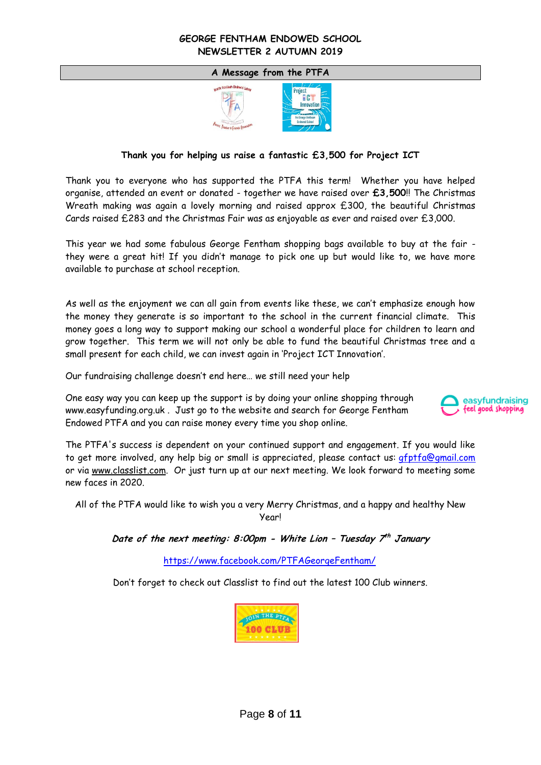# GEORGE FENTHAM ENDOWED SCHOOL
## NEWSLETTER 2 AUTUMN 2019

### A Message from the PTFA

**Thank you for helping us raise a fantastic £3,500 for Project ICT**

Thank you to everyone who has supported the PTFA this term! Whether you have helped organise, attended an event or donated - together we have raised over **£3,500**!! The Christmas Wreath making was again a lovely morning and raised approx £300, the beautiful Christmas Cards raised £283 and the Christmas Fair was as enjoyable as ever and raised over £3,000.

This year we had some fabulous George Fentham shopping bags available to buy at the fair - they were a great hit! If you didn't manage to pick one up but would like to, we have more available to purchase at school reception.

As well as the enjoyment we can all gain from events like these, we can't emphasize enough how the money they generate is so important to the school in the current financial climate. This money goes a long way to support making our school a wonderful place for children to learn and grow together. This term we will not only be able to fund the beautiful Christmas tree and a small present for each child, we can invest again in 'Project ICT Innovation'.

Our fundraising challenge doesn't end here… we still need your help

One easy way you can keep up the support is by doing your online shopping through www.easyfunding.org.uk . Just go to the website and search for George Fentham Endowed PTFA and you can raise money every time you shop online.

The PTFA's success is dependent on your continued support and engagement. If you would like to get more involved, any help big or small is appreciated, please contact us: gfptfa@gmail.com or via www.classlist.com. Or just turn up at our next meeting. We look forward to meeting some new faces in 2020.

All of the PTFA would like to wish you a very Merry Christmas, and a happy and healthy New Year!

***Date of the next meeting: 8:00pm - White Lion – Tuesday 7th January***

https://www.facebook.com/PTFAGeorgeFentham/

Don't forget to check out Classlist to find out the latest 100 Club winners.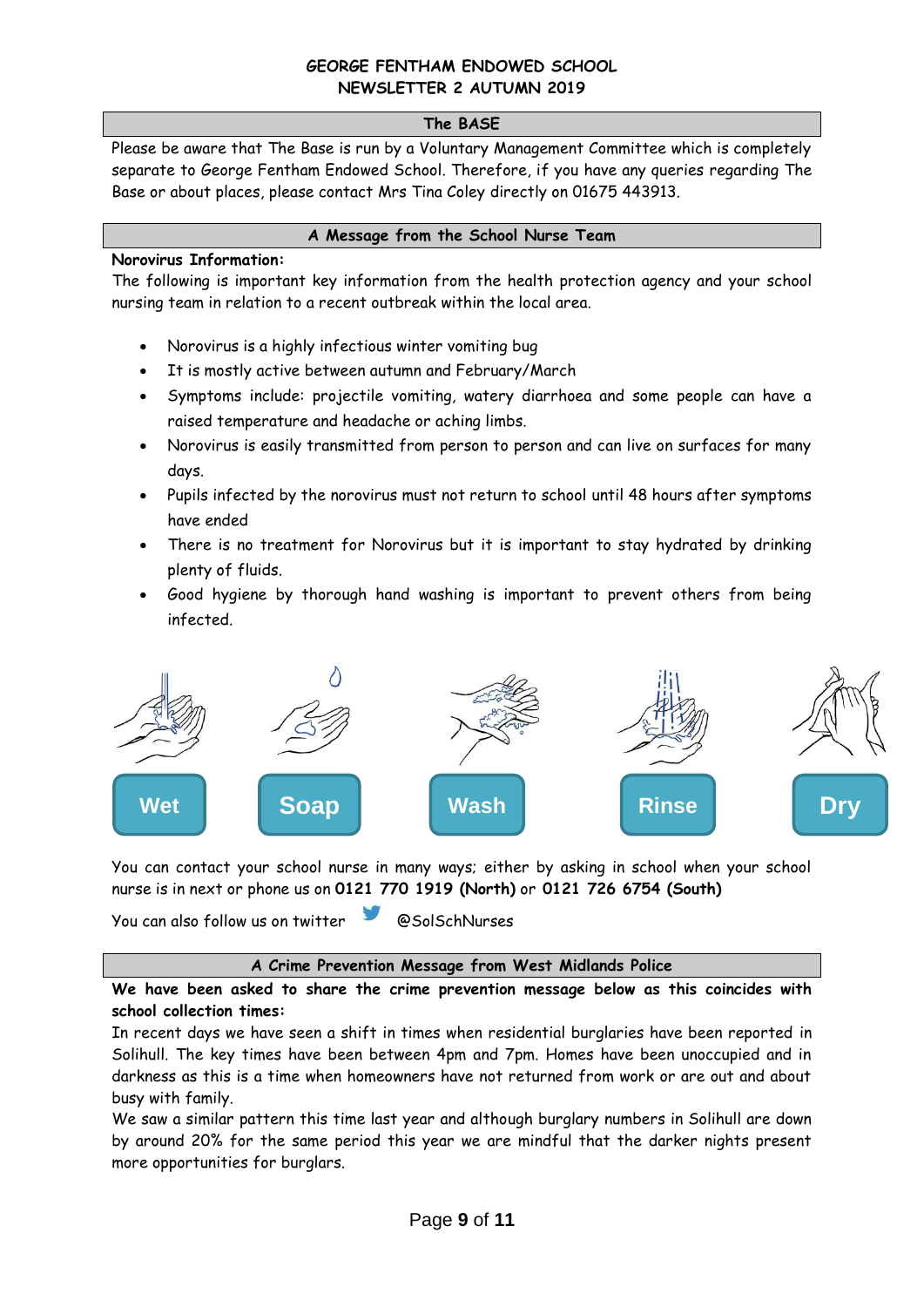# GEORGE FENTHAM ENDOWED SCHOOL
## NEWSLETTER 2 AUTUMN 2019

## The BASE

Please be aware that The Base is run by a Voluntary Management Committee which is completely separate to George Fentham Endowed School. Therefore, if you have any queries regarding The Base or about places, please contact Mrs Tina Coley directly on 01675 443913.

## A Message from the School Nurse Team

**Norovirus Information:**

The following is important key information from the health protection agency and your school nursing team in relation to a recent outbreak within the local area.

- Norovirus is a highly infectious winter vomiting bug
- It is mostly active between autumn and February/March
- Symptoms include: projectile vomiting, watery diarrhoea and some people can have a raised temperature and headache or aching limbs.
- Norovirus is easily transmitted from person to person and can live on surfaces for many days.
- Pupils infected by the norovirus must not return to school until 48 hours after symptoms have ended
- There is no treatment for Norovirus but it is important to stay hydrated by drinking plenty of fluids.
- Good hygiene by thorough hand washing is important to prevent others from being infected.

Wet | Soap | Wash | Rinse | Dry

You can contact your school nurse in many ways; either by asking in school when your school nurse is in next or phone us on **0121 770 1919 (North)** or **0121 726 6754 (South)**

You can also follow us on twitter @SolSchNurses

## A Crime Prevention Message from West Midlands Police

**We have been asked to share the crime prevention message below as this coincides with school collection times:**

In recent days we have seen a shift in times when residential burglaries have been reported in Solihull. The key times have been between 4pm and 7pm. Homes have been unoccupied and in darkness as this is a time when homeowners have not returned from work or are out and about busy with family.

We saw a similar pattern this time last year and although burglary numbers in Solihull are down by around 20% for the same period this year we are mindful that the darker nights present more opportunities for burglars.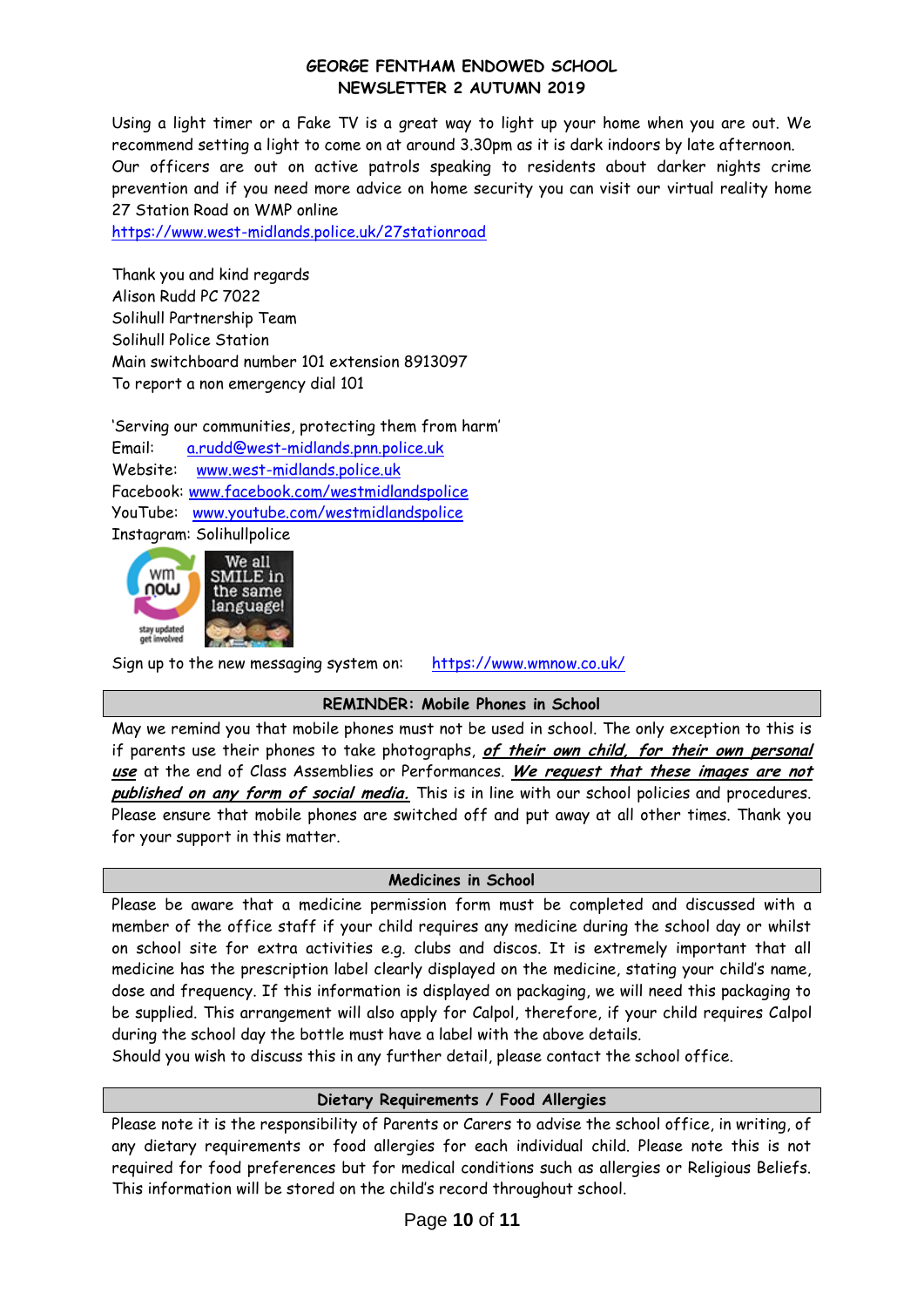Using a light timer or a Fake TV is a great way to light up your home when you are out. We recommend setting a light to come on at around 3.30pm as it is dark indoors by late afternoon. Our officers are out on active patrols speaking to residents about darker nights crime prevention and if you need more advice on home security you can visit our virtual reality home 27 Station Road on WMP online
https://www.west-midlands.police.uk/27stationroad

Thank you and kind regards
Alison Rudd PC 7022
Solihull Partnership Team
Solihull Police Station
Main switchboard number 101 extension 8913097
To report a non emergency dial 101

'Serving our communities, protecting them from harm'
Email: a.rudd@west-midlands.pnn.police.uk
Website: www.west-midlands.police.uk
Facebook: www.facebook.com/westmidlandspolice
YouTube: www.youtube.com/westmidlandspolice
Instagram: Solihullpolice

Sign up to the new messaging system on: https://www.wmnow.co.uk/

## REMINDER: Mobile Phones in School

May we remind you that mobile phones must not be used in school. The only exception to this is if parents use their phones to take photographs, ***of their own child, for their own personal use*** at the end of Class Assemblies or Performances. ***We request that these images are not published on any form of social media.*** This is in line with our school policies and procedures. Please ensure that mobile phones are switched off and put away at all other times. Thank you for your support in this matter.

## Medicines in School

Please be aware that a medicine permission form must be completed and discussed with a member of the office staff if your child requires any medicine during the school day or whilst on school site for extra activities e.g. clubs and discos. It is extremely important that all medicine has the prescription label clearly displayed on the medicine, stating your child's name, dose and frequency. If this information is displayed on packaging, we will need this packaging to be supplied. This arrangement will also apply for Calpol, therefore, if your child requires Calpol during the school day the bottle must have a label with the above details.
Should you wish to discuss this in any further detail, please contact the school office.

## Dietary Requirements / Food Allergies

Please note it is the responsibility of Parents or Carers to advise the school office, in writing, of any dietary requirements or food allergies for each individual child. Please note this is not required for food preferences but for medical conditions such as allergies or Religious Beliefs. This information will be stored on the child's record throughout school.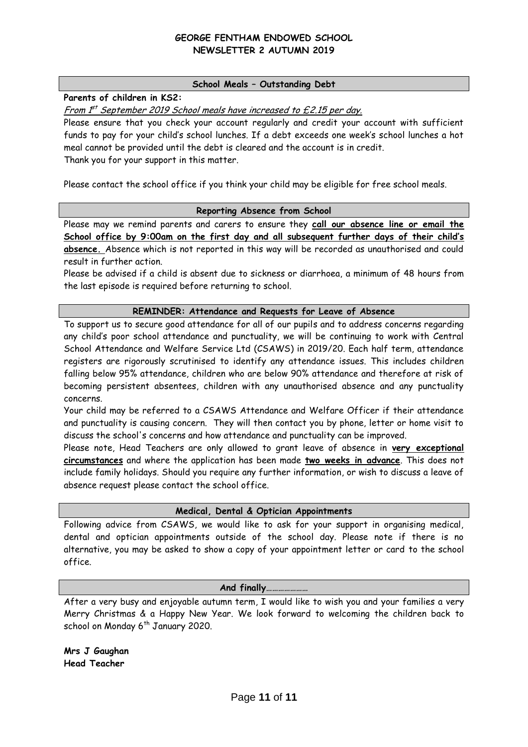**GEORGE FENTHAM ENDOWED SCHOOL**
**NEWSLETTER 2 AUTUMN 2019**

## School Meals – Outstanding Debt

**Parents of children in KS2:**

*From 1st September 2019 School meals have increased to £2.15 per day.*

Please ensure that you check your account regularly and credit your account with sufficient funds to pay for your child's school lunches. If a debt exceeds one week's school lunches a hot meal cannot be provided until the debt is cleared and the account is in credit.
Thank you for your support in this matter.

Please contact the school office if you think your child may be eligible for free school meals.

## Reporting Absence from School

Please may we remind parents and carers to ensure they **call our absence line or email the School office by 9:00am on the first day and all subsequent further days of their child's absence.** Absence which is not reported in this way will be recorded as unauthorised and could result in further action.

Please be advised if a child is absent due to sickness or diarrhoea, a minimum of 48 hours from the last episode is required before returning to school.

## REMINDER: Attendance and Requests for Leave of Absence

To support us to secure good attendance for all of our pupils and to address concerns regarding any child's poor school attendance and punctuality, we will be continuing to work with Central School Attendance and Welfare Service Ltd (CSAWS) in 2019/20. Each half term, attendance registers are rigorously scrutinised to identify any attendance issues. This includes children falling below 95% attendance, children who are below 90% attendance and therefore at risk of becoming persistent absentees, children with any unauthorised absence and any punctuality concerns.

Your child may be referred to a CSAWS Attendance and Welfare Officer if their attendance and punctuality is causing concern. They will then contact you by phone, letter or home visit to discuss the school's concerns and how attendance and punctuality can be improved.

Please note, Head Teachers are only allowed to grant leave of absence in **very exceptional circumstances** and where the application has been made **two weeks in advance**. This does not include family holidays. Should you require any further information, or wish to discuss a leave of absence request please contact the school office.

## Medical, Dental & Optician Appointments

Following advice from CSAWS, we would like to ask for your support in organising medical, dental and optician appointments outside of the school day. Please note if there is no alternative, you may be asked to show a copy of your appointment letter or card to the school office.

## And finally…………………

After a very busy and enjoyable autumn term, I would like to wish you and your families a very Merry Christmas & a Happy New Year. We look forward to welcoming the children back to school on Monday 6th January 2020.

**Mrs J Gaughan**
**Head Teacher**